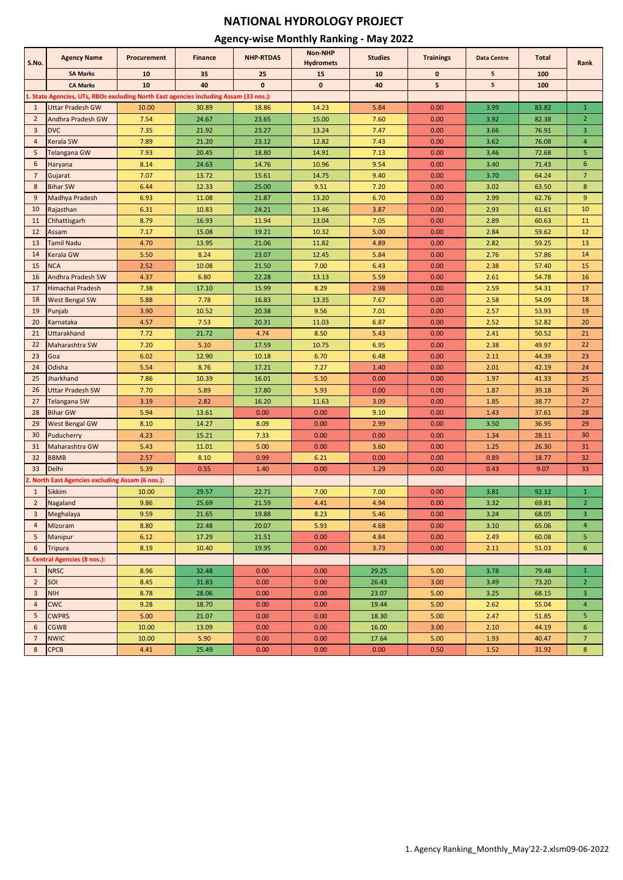# NATIONAL HYDROLOGY PROJECT

## Agency-wise Monthly Ranking - May 2022

| S.No. | Agency Name | Procurement | Finance | NHP-RTDAS | Non-NHP Hydromets | Studies | Trainings | Data Centre | Total | Rank |
|---|---|---|---|---|---|---|---|---|---|---|
| | SA Marks | 10 | 35 | 25 | 15 | 10 | 0 | 5 | 100 | |
| | CA Marks | 10 | 40 | 0 | 0 | 40 | 5 | 5 | 100 | |
| 1. State Agencies, UTs, RBOs excluding North East agencies including Assam (33 nos.): | | | | | | | | | | |
| 1 | Uttar Pradesh GW | 10.00 | 30.89 | 18.86 | 14.23 | 5.84 | 0.00 | 3.99 | 83.82 | 1 |
| 2 | Andhra Pradesh GW | 7.54 | 24.67 | 23.65 | 15.00 | 7.60 | 0.00 | 3.92 | 82.38 | 2 |
| 3 | DVC | 7.35 | 21.92 | 23.27 | 13.24 | 7.47 | 0.00 | 3.66 | 76.91 | 3 |
| 4 | Kerala SW | 7.89 | 21.20 | 23.12 | 12.82 | 7.43 | 0.00 | 3.62 | 76.08 | 4 |
| 5 | Telangana GW | 7.93 | 20.45 | 18.80 | 14.91 | 7.13 | 0.00 | 3.46 | 72.68 | 5 |
| 6 | Haryana | 8.14 | 24.63 | 14.76 | 10.96 | 9.54 | 0.00 | 3.40 | 71.43 | 6 |
| 7 | Gujarat | 7.07 | 13.72 | 15.61 | 14.75 | 9.40 | 0.00 | 3.70 | 64.24 | 7 |
| 8 | Bihar SW | 6.44 | 12.33 | 25.00 | 9.51 | 7.20 | 0.00 | 3.02 | 63.50 | 8 |
| 9 | Madhya Pradesh | 6.93 | 11.08 | 21.87 | 13.20 | 6.70 | 0.00 | 2.99 | 62.76 | 9 |
| 10 | Rajasthan | 6.31 | 10.83 | 24.21 | 13.46 | 3.87 | 0.00 | 2.93 | 61.61 | 10 |
| 11 | Chhattisgarh | 8.79 | 16.93 | 11.94 | 13.04 | 7.05 | 0.00 | 2.89 | 60.63 | 11 |
| 12 | Assam | 7.17 | 15.08 | 19.21 | 10.32 | 5.00 | 0.00 | 2.84 | 59.62 | 12 |
| 13 | Tamil Nadu | 4.70 | 13.95 | 21.06 | 11.82 | 4.89 | 0.00 | 2.82 | 59.25 | 13 |
| 14 | Kerala GW | 5.50 | 8.24 | 23.07 | 12.45 | 5.84 | 0.00 | 2.76 | 57.86 | 14 |
| 15 | NCA | 2.52 | 10.08 | 21.50 | 7.00 | 6.43 | 0.00 | 2.38 | 57.40 | 15 |
| 16 | Andhra Pradesh SW | 4.37 | 6.80 | 22.28 | 13.13 | 5.59 | 0.00 | 2.61 | 54.78 | 16 |
| 17 | Himachal Pradesh | 7.38 | 17.10 | 15.99 | 8.29 | 2.98 | 0.00 | 2.59 | 54.31 | 17 |
| 18 | West Bengal SW | 5.88 | 7.78 | 16.83 | 13.35 | 7.67 | 0.00 | 2.58 | 54.09 | 18 |
| 19 | Punjab | 3.90 | 10.52 | 20.38 | 9.56 | 7.01 | 0.00 | 2.57 | 53.93 | 19 |
| 20 | Karnataka | 4.57 | 7.53 | 20.31 | 11.03 | 6.87 | 0.00 | 2.52 | 52.82 | 20 |
| 21 | Uttarakhand | 7.72 | 21.72 | 4.74 | 8.50 | 5.43 | 0.00 | 2.41 | 50.52 | 21 |
| 22 | Maharashtra SW | 7.20 | 5.10 | 17.59 | 10.75 | 6.95 | 0.00 | 2.38 | 49.97 | 22 |
| 23 | Goa | 6.02 | 12.90 | 10.18 | 6.70 | 6.48 | 0.00 | 2.11 | 44.39 | 23 |
| 24 | Odisha | 5.54 | 8.76 | 17.21 | 7.27 | 1.40 | 0.00 | 2.01 | 42.19 | 24 |
| 25 | Jharkhand | 7.86 | 10.39 | 16.01 | 5.10 | 0.00 | 0.00 | 1.97 | 41.33 | 25 |
| 26 | Uttar Pradesh SW | 7.70 | 5.89 | 17.80 | 5.93 | 0.00 | 0.00 | 1.87 | 39.18 | 26 |
| 27 | Telangana SW | 3.19 | 2.82 | 16.20 | 11.63 | 3.09 | 0.00 | 1.85 | 38.77 | 27 |
| 28 | Bihar GW | 5.94 | 13.61 | 0.00 | 0.00 | 9.10 | 0.00 | 1.43 | 37.61 | 28 |
| 29 | West Bengal GW | 8.10 | 14.27 | 8.09 | 0.00 | 2.99 | 0.00 | 3.50 | 36.95 | 29 |
| 30 | Puducherry | 4.23 | 15.21 | 7.33 | 0.00 | 0.00 | 0.00 | 1.34 | 28.11 | 30 |
| 31 | Maharashtra GW | 5.43 | 11.01 | 5.00 | 0.00 | 3.60 | 0.00 | 1.25 | 26.30 | 31 |
| 32 | BBMB | 2.57 | 8.10 | 0.99 | 6.21 | 0.00 | 0.00 | 0.89 | 18.77 | 32 |
| 33 | Delhi | 5.39 | 0.55 | 1.40 | 0.00 | 1.29 | 0.00 | 0.43 | 9.07 | 33 |
| 2. North East Agencies excluding Assam (6 nos.): | | | | | | | | | | |
| 1 | Sikkim | 10.00 | 29.57 | 22.71 | 7.00 | 7.00 | 0.00 | 3.81 | 92.12 | 1 |
| 2 | Nagaland | 9.86 | 25.69 | 21.59 | 4.41 | 4.94 | 0.00 | 3.32 | 69.81 | 2 |
| 3 | Meghalaya | 9.59 | 21.65 | 19.88 | 8.23 | 5.46 | 0.00 | 3.24 | 68.05 | 3 |
| 4 | Mizoram | 8.80 | 22.48 | 20.07 | 5.93 | 4.68 | 0.00 | 3.10 | 65.06 | 4 |
| 5 | Manipur | 6.12 | 17.29 | 21.51 | 0.00 | 4.84 | 0.00 | 2.49 | 60.08 | 5 |
| 6 | Tripura | 8.19 | 10.40 | 19.95 | 0.00 | 3.73 | 0.00 | 2.11 | 51.03 | 6 |
| 3. Central Agencies (8 nos.): | | | | | | | | | | |
| 1 | NRSC | 8.96 | 32.48 | 0.00 | 0.00 | 29.25 | 5.00 | 3.78 | 79.48 | 1 |
| 2 | SOI | 8.45 | 31.83 | 0.00 | 0.00 | 26.43 | 3.00 | 3.49 | 73.20 | 2 |
| 3 | NIH | 8.78 | 28.06 | 0.00 | 0.00 | 23.07 | 5.00 | 3.25 | 68.15 | 3 |
| 4 | CWC | 9.28 | 18.70 | 0.00 | 0.00 | 19.44 | 5.00 | 2.62 | 55.04 | 4 |
| 5 | CWPRS | 5.00 | 21.07 | 0.00 | 0.00 | 18.30 | 5.00 | 2.47 | 51.85 | 5 |
| 6 | CGWB | 10.00 | 13.09 | 0.00 | 0.00 | 16.00 | 3.00 | 2.10 | 44.19 | 6 |
| 7 | NWIC | 10.00 | 5.90 | 0.00 | 0.00 | 17.64 | 5.00 | 1.93 | 40.47 | 7 |
| 8 | CPCB | 4.41 | 25.49 | 0.00 | 0.00 | 0.00 | 0.50 | 1.52 | 31.92 | 8 |

1. Agency Ranking_Monthly_May'22-2.xlsm09-06-2022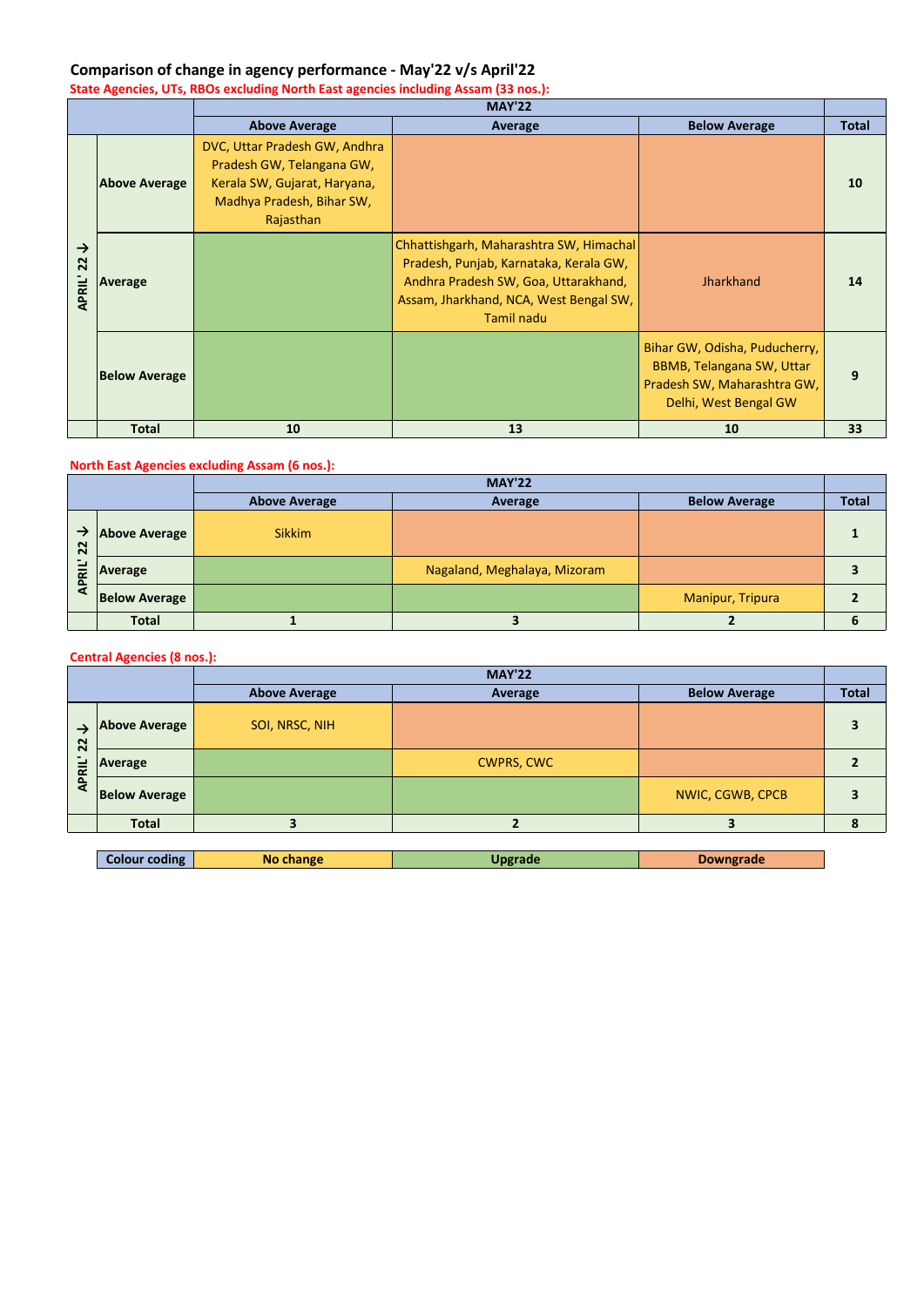## Comparison of change in agency performance - May'22 v/s April'22

**State Agencies, UTs, RBOs excluding North East agencies including Assam (33 nos.):**

| APRIL' 22 → | MAY'22 Above Average | MAY'22 Average | MAY'22 Below Average | Total |
|---|---|---|---|---|
| **Above Average** | DVC, Uttar Pradesh GW, Andhra Pradesh GW, Telangana GW, Kerala SW, Gujarat, Haryana, Madhya Pradesh, Bihar SW, Rajasthan | | | **10** |
| **Average** | | Chhattishgarh, Maharashtra SW, Himachal Pradesh, Punjab, Karnataka, Kerala GW, Andhra Pradesh SW, Goa, Uttarakhand, Assam, Jharkhand, NCA, West Bengal SW, Tamil nadu | Jharkhand | **14** |
| **Below Average** | | | Bihar GW, Odisha, Puducherry, BBMB, Telangana SW, Uttar Pradesh SW, Maharashtra GW, Delhi, West Bengal GW | **9** |
| **Total** | **10** | **13** | **10** | **33** |

**North East Agencies excluding Assam (6 nos.):**

| APRIL' 22 → | MAY'22 Above Average | MAY'22 Average | MAY'22 Below Average | Total |
|---|---|---|---|---|
| **Above Average** | Sikkim | | | **1** |
| **Average** | | Nagaland, Meghalaya, Mizoram | | **3** |
| **Below Average** | | | Manipur, Tripura | **2** |
| **Total** | **1** | **3** | **2** | **6** |

**Central Agencies (8 nos.):**

| APRIL' 22 → | MAY'22 Above Average | MAY'22 Average | MAY'22 Below Average | Total |
|---|---|---|---|---|
| **Above Average** | SOI, NRSC, NIH | | | **3** |
| **Average** | | CWPRS, CWC | | **2** |
| **Below Average** | | | NWIC, CGWB, CPCB | **3** |
| **Total** | **3** | **2** | **3** | **8** |

| **Colour coding** | **No change** | **Upgrade** | **Downgrade** |
|---|---|---|---|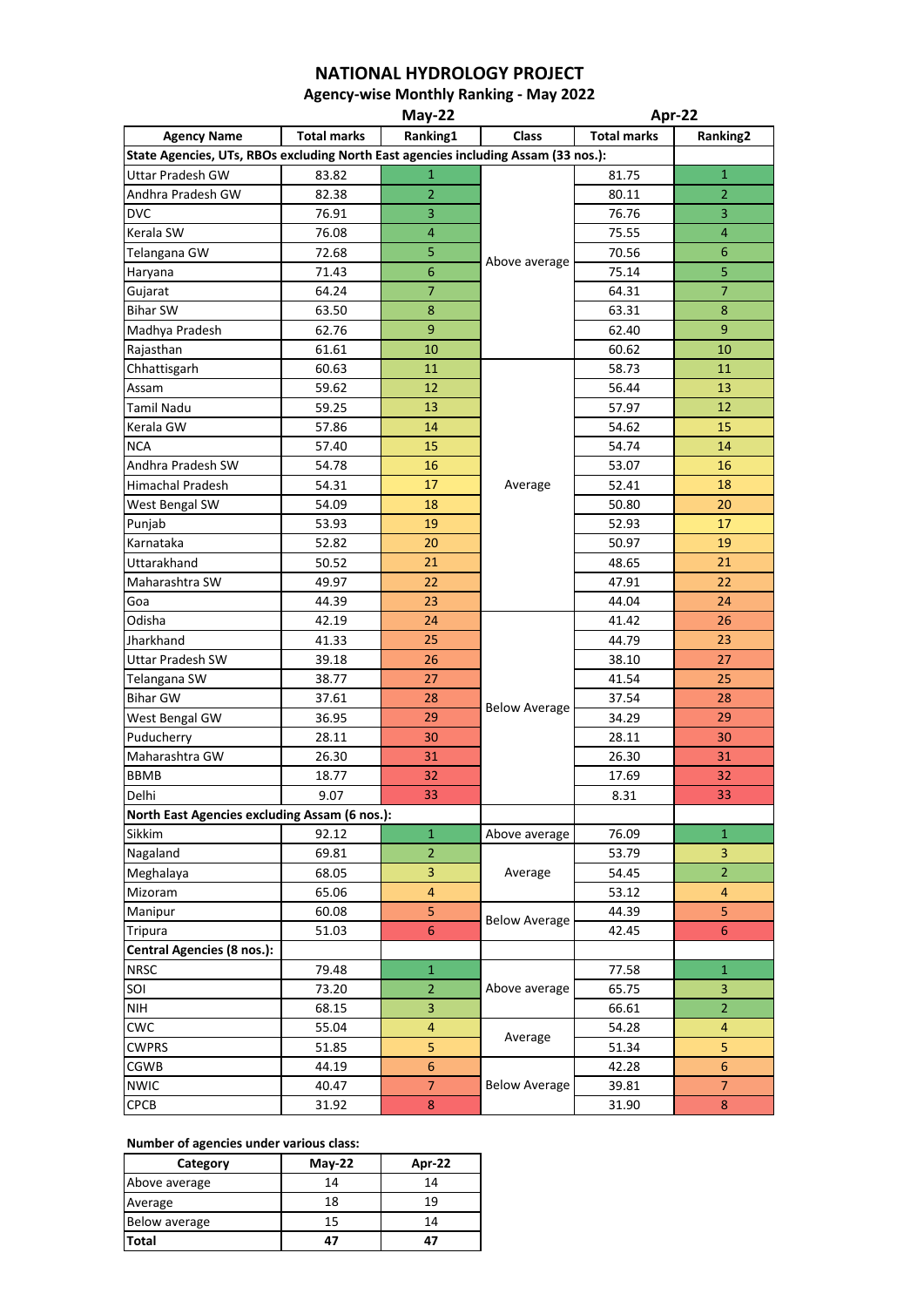# NATIONAL HYDROLOGY PROJECT

## Agency-wise Monthly Ranking - May 2022

| | May-22 | | | Apr-22 | |
|---|---|---|---|---|---|
| **Agency Name** | **Total marks** | **Ranking1** | **Class** | **Total marks** | **Ranking2** |
| **State Agencies, UTs, RBOs excluding North East agencies including Assam (33 nos.):** | | | | | |
| Uttar Pradesh GW | 83.82 | 1 | Above average | 81.75 | 1 |
| Andhra Pradesh GW | 82.38 | 2 | Above average | 80.11 | 2 |
| DVC | 76.91 | 3 | Above average | 76.76 | 3 |
| Kerala SW | 76.08 | 4 | Above average | 75.55 | 4 |
| Telangana GW | 72.68 | 5 | Above average | 70.56 | 6 |
| Haryana | 71.43 | 6 | Above average | 75.14 | 5 |
| Gujarat | 64.24 | 7 | Above average | 64.31 | 7 |
| Bihar SW | 63.50 | 8 | Above average | 63.31 | 8 |
| Madhya Pradesh | 62.76 | 9 | Above average | 62.40 | 9 |
| Rajasthan | 61.61 | 10 | Above average | 60.62 | 10 |
| Chhattisgarh | 60.63 | 11 | Average | 58.73 | 11 |
| Assam | 59.62 | 12 | Average | 56.44 | 13 |
| Tamil Nadu | 59.25 | 13 | Average | 57.97 | 12 |
| Kerala GW | 57.86 | 14 | Average | 54.62 | 15 |
| NCA | 57.40 | 15 | Average | 54.74 | 14 |
| Andhra Pradesh SW | 54.78 | 16 | Average | 53.07 | 16 |
| Himachal Pradesh | 54.31 | 17 | Average | 52.41 | 18 |
| West Bengal SW | 54.09 | 18 | Average | 50.80 | 20 |
| Punjab | 53.93 | 19 | Average | 52.93 | 17 |
| Karnataka | 52.82 | 20 | Average | 50.97 | 19 |
| Uttarakhand | 50.52 | 21 | Average | 48.65 | 21 |
| Maharashtra SW | 49.97 | 22 | Average | 47.91 | 22 |
| Goa | 44.39 | 23 | Average | 44.04 | 24 |
| Odisha | 42.19 | 24 | Below Average | 41.42 | 26 |
| Jharkhand | 41.33 | 25 | Below Average | 44.79 | 23 |
| Uttar Pradesh SW | 39.18 | 26 | Below Average | 38.10 | 27 |
| Telangana SW | 38.77 | 27 | Below Average | 41.54 | 25 |
| Bihar GW | 37.61 | 28 | Below Average | 37.54 | 28 |
| West Bengal GW | 36.95 | 29 | Below Average | 34.29 | 29 |
| Puducherry | 28.11 | 30 | Below Average | 28.11 | 30 |
| Maharashtra GW | 26.30 | 31 | Below Average | 26.30 | 31 |
| BBMB | 18.77 | 32 | Below Average | 17.69 | 32 |
| Delhi | 9.07 | 33 | Below Average | 8.31 | 33 |
| **North East Agencies excluding Assam (6 nos.):** | | | | | |
| Sikkim | 92.12 | 1 | Above average | 76.09 | 1 |
| Nagaland | 69.81 | 2 | Average | 53.79 | 3 |
| Meghalaya | 68.05 | 3 | Average | 54.45 | 2 |
| Mizoram | 65.06 | 4 | Average | 53.12 | 4 |
| Manipur | 60.08 | 5 | Below Average | 44.39 | 5 |
| Tripura | 51.03 | 6 | Below Average | 42.45 | 6 |
| **Central Agencies (8 nos.):** | | | | | |
| NRSC | 79.48 | 1 | Above average | 77.58 | 1 |
| SOI | 73.20 | 2 | Above average | 65.75 | 3 |
| NIH | 68.15 | 3 | Above average | 66.61 | 2 |
| CWC | 55.04 | 4 | Average | 54.28 | 4 |
| CWPRS | 51.85 | 5 | Average | 51.34 | 5 |
| CGWB | 44.19 | 6 | Below Average | 42.28 | 6 |
| NWIC | 40.47 | 7 | Below Average | 39.81 | 7 |
| CPCB | 31.92 | 8 | Below Average | 31.90 | 8 |

**Number of agencies under various class:**

| Category | May-22 | Apr-22 |
|---|---|---|
| Above average | 14 | 14 |
| Average | 18 | 19 |
| Below average | 15 | 14 |
| **Total** | **47** | **47** |